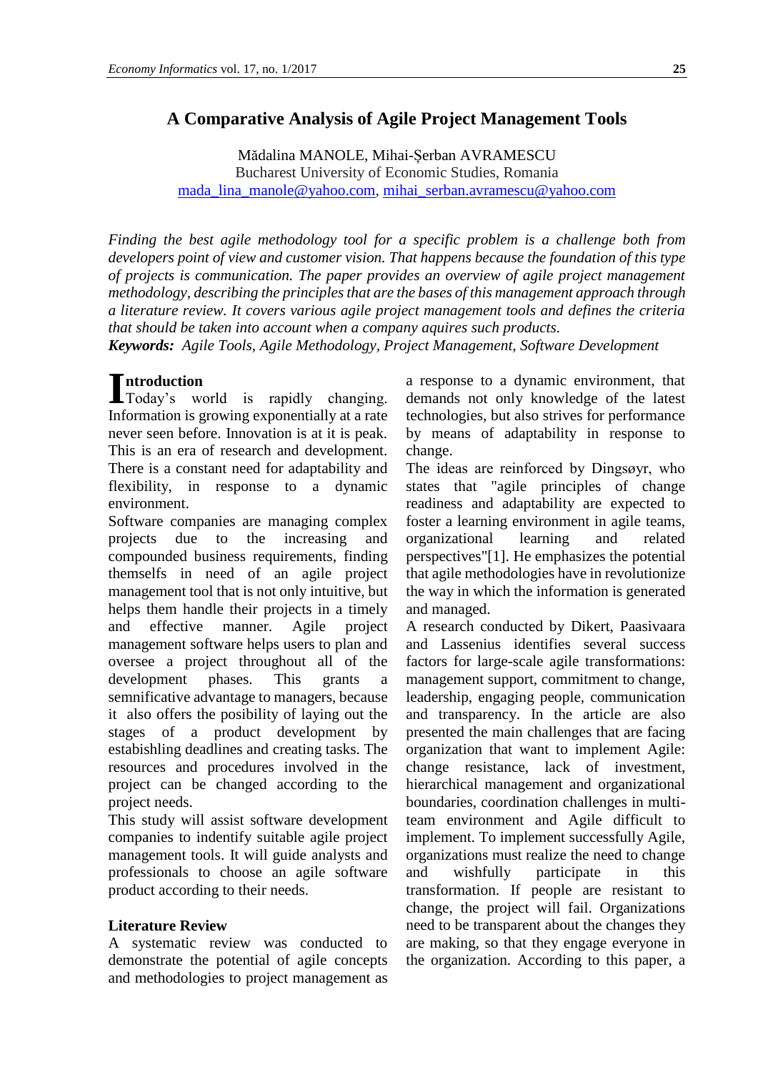# A Comparative Analysis of Agile Project Management Tools

Mădalina MANOLE, Mihai-Șerban AVRAMESCU
Bucharest University of Economic Studies, Romania
mada_lina_manole@yahoo.com, mihai_serban.avramescu@yahoo.com

*Finding the best agile methodology tool for a specific problem is a challenge both from developers point of view and customer vision. That happens because the foundation of this type of projects is communication. The paper provides an overview of agile project management methodology, describing the principles that are the bases of this management approach through a literature review. It covers various agile project management tools and defines the criteria that should be taken into account when a company aquires such products.*

***Keywords:*** *Agile Tools, Agile Methodology, Project Management, Software Development*

## Introduction

Today's world is rapidly changing. Information is growing exponentially at a rate never seen before. Innovation is at it is peak. This is an era of research and development. There is a constant need for adaptability and flexibility, in response to a dynamic environment.

Software companies are managing complex projects due to the increasing and compounded business requirements, finding themselfs in need of an agile project management tool that is not only intuitive, but helps them handle their projects in a timely and effective manner. Agile project management software helps users to plan and oversee a project throughout all of the development phases. This grants a semnificative advantage to managers, because it also offers the posibility of laying out the stages of a product development by estabishling deadlines and creating tasks. The resources and procedures involved in the project can be changed according to the project needs.

This study will assist software development companies to indentify suitable agile project management tools. It will guide analysts and professionals to choose an agile software product according to their needs.

## Literature Review

A systematic review was conducted to demonstrate the potential of agile concepts and methodologies to project management as a response to a dynamic environment, that demands not only knowledge of the latest technologies, but also strives for performance by means of adaptability in response to change.

The ideas are reinforced by Dingsøyr, who states that "agile principles of change readiness and adaptability are expected to foster a learning environment in agile teams, organizational learning and related perspectives"[1]. He emphasizes the potential that agile methodologies have in revolutionize the way in which the information is generated and managed.

A research conducted by Dikert, Paasivaara and Lassenius identifies several success factors for large-scale agile transformations: management support, commitment to change, leadership, engaging people, communication and transparency. In the article are also presented the main challenges that are facing organization that want to implement Agile: change resistance, lack of investment, hierarchical management and organizational boundaries, coordination challenges in multi-team environment and Agile difficult to implement. To implement successfully Agile, organizations must realize the need to change and wishfully participate in this transformation. If people are resistant to change, the project will fail. Organizations need to be transparent about the changes they are making, so that they engage everyone in the organization. According to this paper, a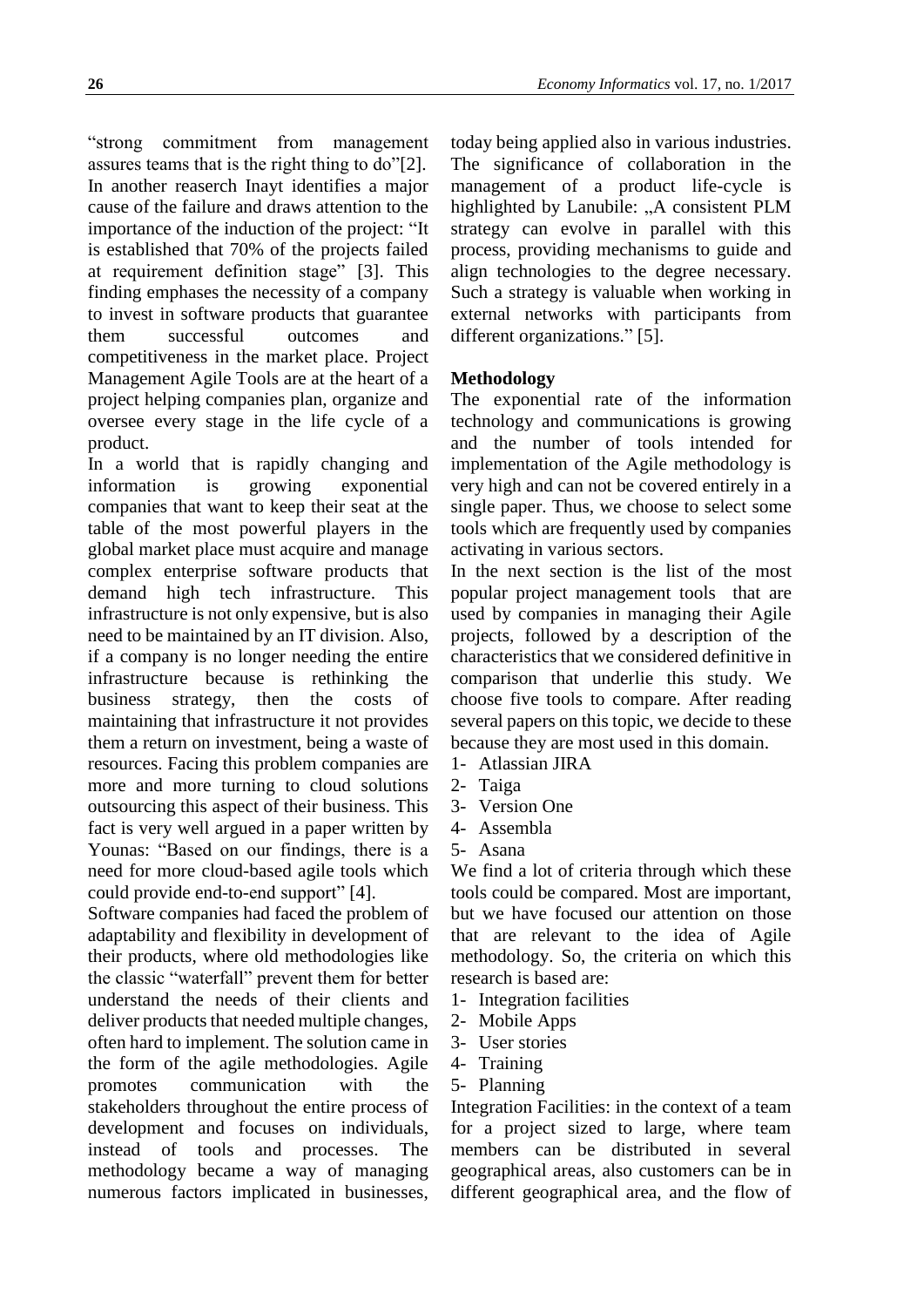"strong commitment from management assures teams that is the right thing to do"[2]. In another reaserch Inayt identifies a major cause of the failure and draws attention to the importance of the induction of the project: "It is established that 70% of the projects failed at requirement definition stage" [3]. This finding emphases the necessity of a company to invest in software products that guarantee them successful outcomes and competitiveness in the market place. Project Management Agile Tools are at the heart of a project helping companies plan, organize and oversee every stage in the life cycle of a product.

In a world that is rapidly changing and information is growing exponential companies that want to keep their seat at the table of the most powerful players in the global market place must acquire and manage complex enterprise software products that demand high tech infrastructure. This infrastructure is not only expensive, but is also need to be maintained by an IT division. Also, if a company is no longer needing the entire infrastructure because is rethinking the business strategy, then the costs of maintaining that infrastructure it not provides them a return on investment, being a waste of resources. Facing this problem companies are more and more turning to cloud solutions outsourcing this aspect of their business. This fact is very well argued in a paper written by Younas: "Based on our findings, there is a need for more cloud-based agile tools which could provide end-to-end support" [4].

Software companies had faced the problem of adaptability and flexibility in development of their products, where old methodologies like the classic "waterfall" prevent them for better understand the needs of their clients and deliver products that needed multiple changes, often hard to implement. The solution came in the form of the agile methodologies. Agile promotes communication with the stakeholders throughout the entire process of development and focuses on individuals, instead of tools and processes. The methodology became a way of managing numerous factors implicated in businesses, today being applied also in various industries. The significance of collaboration in the management of a product life-cycle is highlighted by Lanubile: „A consistent PLM strategy can evolve in parallel with this process, providing mechanisms to guide and align technologies to the degree necessary. Such a strategy is valuable when working in external networks with participants from different organizations." [5].

**Methodology**

The exponential rate of the information technology and communications is growing and the number of tools intended for implementation of the Agile methodology is very high and can not be covered entirely in a single paper. Thus, we choose to select some tools which are frequently used by companies activating in various sectors.

In the next section is the list of the most popular project management tools that are used by companies in managing their Agile projects, followed by a description of the characteristics that we considered definitive in comparison that underlie this study. We choose five tools to compare. After reading several papers on this topic, we decide to these because they are most used in this domain.

1- Atlassian JIRA
2- Taiga
3- Version One
4- Assembla
5- Asana

We find a lot of criteria through which these tools could be compared. Most are important, but we have focused our attention on those that are relevant to the idea of Agile methodology. So, the criteria on which this research is based are:

1- Integration facilities
2- Mobile Apps
3- User stories
4- Training
5- Planning

Integration Facilities: in the context of a team for a project sized to large, where team members can be distributed in several geographical areas, also customers can be in different geographical area, and the flow of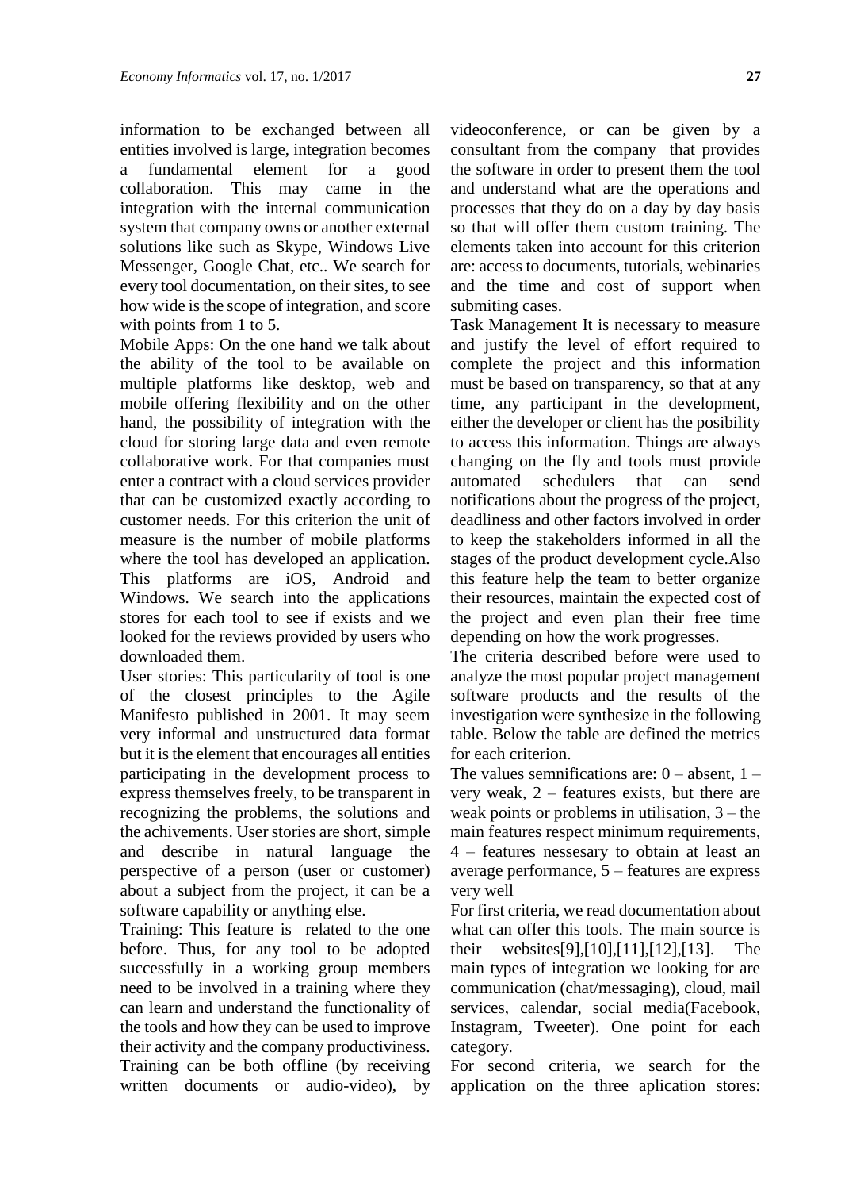information to be exchanged between all entities involved is large, integration becomes a fundamental element for a good collaboration. This may came in the integration with the internal communication system that company owns or another external solutions like such as Skype, Windows Live Messenger, Google Chat, etc.. We search for every tool documentation, on their sites, to see how wide is the scope of integration, and score with points from 1 to 5.

Mobile Apps: On the one hand we talk about the ability of the tool to be available on multiple platforms like desktop, web and mobile offering flexibility and on the other hand, the possibility of integration with the cloud for storing large data and even remote collaborative work. For that companies must enter a contract with a cloud services provider that can be customized exactly according to customer needs. For this criterion the unit of measure is the number of mobile platforms where the tool has developed an application. This platforms are iOS, Android and Windows. We search into the applications stores for each tool to see if exists and we looked for the reviews provided by users who downloaded them.

User stories: This particularity of tool is one of the closest principles to the Agile Manifesto published in 2001. It may seem very informal and unstructured data format but it is the element that encourages all entities participating in the development process to express themselves freely, to be transparent in recognizing the problems, the solutions and the achivements. User stories are short, simple and describe in natural language the perspective of a person (user or customer) about a subject from the project, it can be a software capability or anything else.

Training: This feature is related to the one before. Thus, for any tool to be adopted successfully in a working group members need to be involved in a training where they can learn and understand the functionality of the tools and how they can be used to improve their activity and the company productiviness. Training can be both offline (by receiving written documents or audio-video), by videoconference, or can be given by a consultant from the company that provides the software in order to present them the tool and understand what are the operations and processes that they do on a day by day basis so that will offer them custom training. The elements taken into account for this criterion are: access to documents, tutorials, webinaries and the time and cost of support when submiting cases.

Task Management It is necessary to measure and justify the level of effort required to complete the project and this information must be based on transparency, so that at any time, any participant in the development, either the developer or client has the posibility to access this information. Things are always changing on the fly and tools must provide automated schedulers that can send notifications about the progress of the project, deadliness and other factors involved in order to keep the stakeholders informed in all the stages of the product development cycle.Also this feature help the team to better organize their resources, maintain the expected cost of the project and even plan their free time depending on how the work progresses.

The criteria described before were used to analyze the most popular project management software products and the results of the investigation were synthesize in the following table. Below the table are defined the metrics for each criterion.

The values semnifications are: 0 – absent, 1 – very weak, 2 – features exists, but there are weak points or problems in utilisation, 3 – the main features respect minimum requirements, 4 – features nessesary to obtain at least an average performance, 5 – features are express very well

For first criteria, we read documentation about what can offer this tools. The main source is their websites[9],[10],[11],[12],[13]. The main types of integration we looking for are communication (chat/messaging), cloud, mail services, calendar, social media(Facebook, Instagram, Tweeter). One point for each category.

For second criteria, we search for the application on the three aplication stores: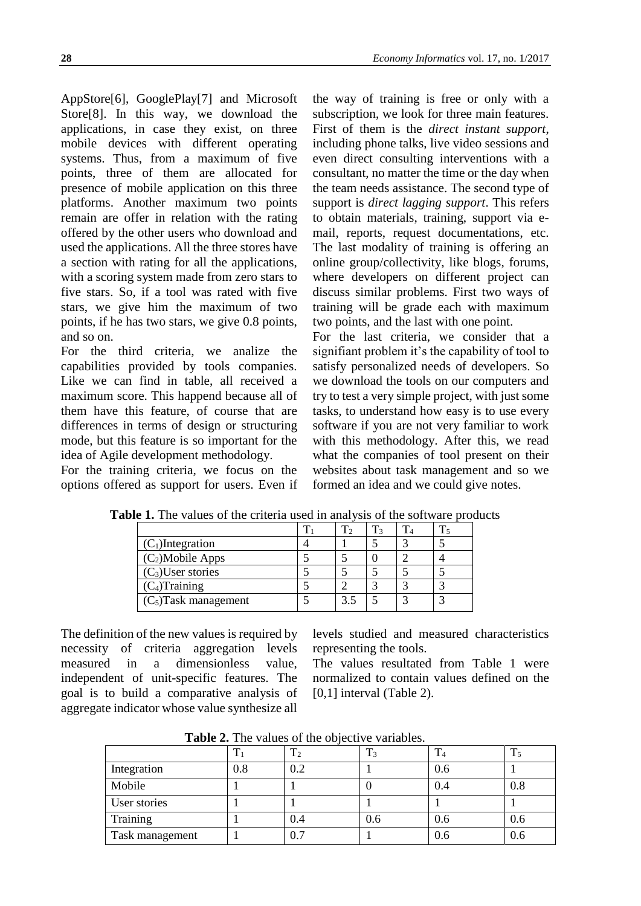AppStore[6], GooglePlay[7] and Microsoft Store[8]. In this way, we download the applications, in case they exist, on three mobile devices with different operating systems. Thus, from a maximum of five points, three of them are allocated for presence of mobile application on this three platforms. Another maximum two points remain are offer in relation with the rating offered by the other users who download and used the applications. All the three stores have a section with rating for all the applications, with a scoring system made from zero stars to five stars. So, if a tool was rated with five stars, we give him the maximum of two points, if he has two stars, we give 0.8 points, and so on.

For the third criteria, we analize the capabilities provided by tools companies. Like we can find in table, all received a maximum score. This happend because all of them have this feature, of course that are differences in terms of design or structuring mode, but this feature is so important for the idea of Agile development methodology.

For the training criteria, we focus on the options offered as support for users. Even if the way of training is free or only with a subscription, we look for three main features. First of them is the *direct instant support*, including phone talks, live video sessions and even direct consulting interventions with a consultant, no matter the time or the day when the team needs assistance. The second type of support is *direct lagging support*. This refers to obtain materials, training, support via e-mail, reports, request documentations, etc. The last modality of training is offering an online group/collectivity, like blogs, forums, where developers on different project can discuss similar problems. First two ways of training will be grade each with maximum two points, and the last with one point.

For the last criteria, we consider that a signifiant problem it's the capability of tool to satisfy personalized needs of developers. So we download the tools on our computers and try to test a very simple project, with just some tasks, to understand how easy is to use every software if you are not very familiar to work with this methodology. After this, we read what the companies of tool present on their websites about task management and so we formed an idea and we could give notes.

**Table 1.** The values of the criteria used in analysis of the software products

| | $T_1$ | $T_2$ | $T_3$ | $T_4$ | $T_5$ |
|---|---|---|---|---|---|
| ($C_1$)Integration | 4 | 1 | 5 | 3 | 5 |
| ($C_2$)Mobile Apps | 5 | 5 | 0 | 2 | 4 |
| ($C_3$)User stories | 5 | 5 | 5 | 5 | 5 |
| ($C_4$)Training | 5 | 2 | 3 | 3 | 3 |
| ($C_5$)Task management | 5 | 3.5 | 5 | 3 | 3 |

The definition of the new values is required by necessity of criteria aggregation levels measured in a dimensionless value, independent of unit-specific features. The goal is to build a comparative analysis of aggregate indicator whose value synthesize all levels studied and measured characteristics representing the tools.

The values resultated from Table 1 were normalized to contain values defined on the [0,1] interval (Table 2).

**Table 2.** The values of the objective variables.

| | $T_1$ | $T_2$ | $T_3$ | $T_4$ | $T_5$ |
|---|---|---|---|---|---|
| Integration | 0.8 | 0.2 | 1 | 0.6 | 1 |
| Mobile | 1 | 1 | 0 | 0.4 | 0.8 |
| User stories | 1 | 1 | 1 | 1 | 1 |
| Training | 1 | 0.4 | 0.6 | 0.6 | 0.6 |
| Task management | 1 | 0.7 | 1 | 0.6 | 0.6 |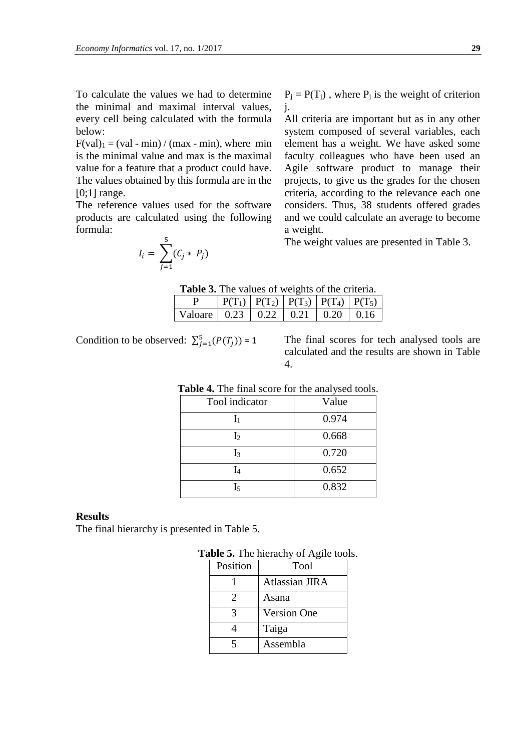To calculate the values we had to determine the minimal and maximal interval values, every cell being calculated with the formula below:

$F(val)_1 = (val - min) / (max - min)$, where min is the minimal value and max is the maximal value for a feature that a product could have. The values obtained by this formula are in the [0;1] range.

The reference values used for the software products are calculated using the following formula:

$$I_i = \sum_{j=1}^{5} (C_j * P_j)$$

$P_j = P(T_j)$, where $P_j$ is the weight of criterion j.

All criteria are important but as in any other system composed of several variables, each element has a weight. We have asked some faculty colleagues who have been used an Agile software product to manage their projects, to give us the grades for the chosen criteria, according to the relevance each one considers. Thus, 38 students offered grades and we could calculate an average to become a weight.

The weight values are presented in Table 3.

**Table 3.** The values of weights of the criteria.

| P | $P(T_1)$ | $P(T_2)$ | $P(T_3)$ | $P(T_4)$ | $P(T_5)$ |
|---|---|---|---|---|---|
| Valoare | 0.23 | 0.22 | 0.21 | 0.20 | 0.16 |

Condition to be observed: $\sum_{j=1}^{5}(P(T_j)) = 1$

The final scores for tech analysed tools are calculated and the results are shown in Table 4.

**Table 4.** The final score for the analysed tools.

| Tool indicator | Value |
|---|---|
| $I_1$ | 0.974 |
| $I_2$ | 0.668 |
| $I_3$ | 0.720 |
| $I_4$ | 0.652 |
| $I_5$ | 0.832 |

**Results**

The final hierarchy is presented in Table 5.

**Table 5.** The hierachy of Agile tools.

| Position | Tool |
|---|---|
| 1 | Atlassian JIRA |
| 2 | Asana |
| 3 | Version One |
| 4 | Taiga |
| 5 | Assembla |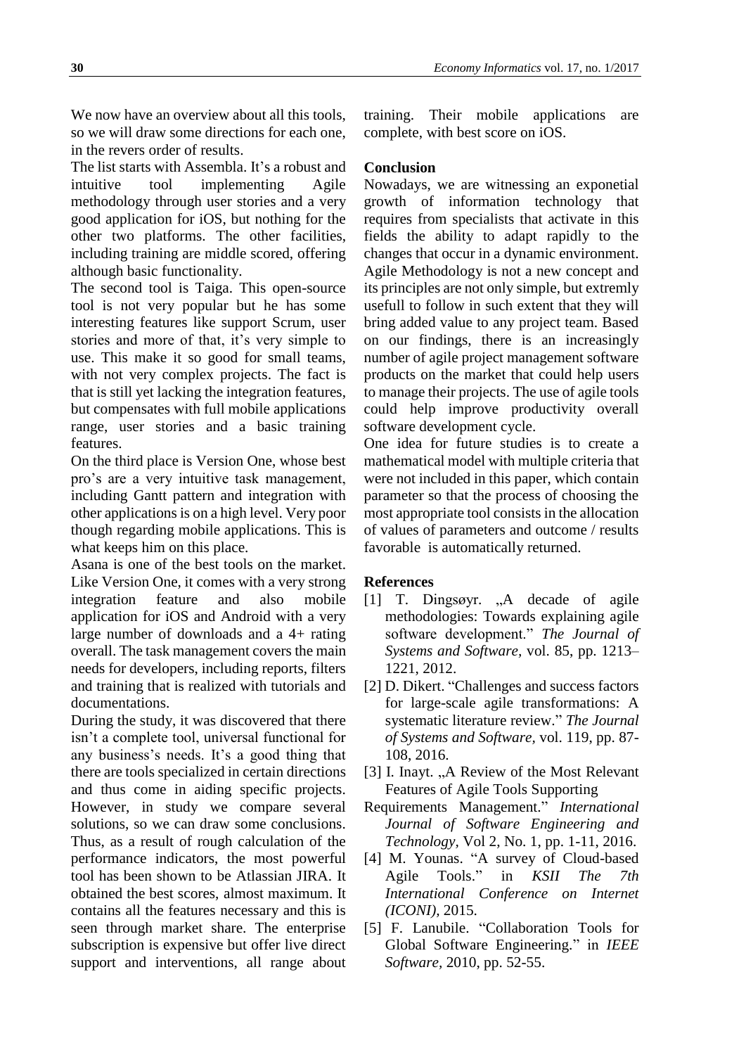We now have an overview about all this tools, so we will draw some directions for each one, in the revers order of results.

The list starts with Assembla. It's a robust and intuitive tool implementing Agile methodology through user stories and a very good application for iOS, but nothing for the other two platforms. The other facilities, including training are middle scored, offering although basic functionality.

The second tool is Taiga. This open-source tool is not very popular but he has some interesting features like support Scrum, user stories and more of that, it's very simple to use. This make it so good for small teams, with not very complex projects. The fact is that is still yet lacking the integration features, but compensates with full mobile applications range, user stories and a basic training features.

On the third place is Version One, whose best pro's are a very intuitive task management, including Gantt pattern and integration with other applications is on a high level. Very poor though regarding mobile applications. This is what keeps him on this place.

Asana is one of the best tools on the market. Like Version One, it comes with a very strong integration feature and also mobile application for iOS and Android with a very large number of downloads and a 4+ rating overall. The task management covers the main needs for developers, including reports, filters and training that is realized with tutorials and documentations.

During the study, it was discovered that there isn't a complete tool, universal functional for any business's needs. It's a good thing that there are tools specialized in certain directions and thus come in aiding specific projects. However, in study we compare several solutions, so we can draw some conclusions. Thus, as a result of rough calculation of the performance indicators, the most powerful tool has been shown to be Atlassian JIRA. It obtained the best scores, almost maximum. It contains all the features necessary and this is seen through market share. The enterprise subscription is expensive but offer live direct support and interventions, all range about training. Their mobile applications are complete, with best score on iOS.

## Conclusion

Nowadays, we are witnessing an exponetial growth of information technology that requires from specialists that activate in this fields the ability to adapt rapidly to the changes that occur in a dynamic environment. Agile Methodology is not a new concept and its principles are not only simple, but extremly usefull to follow in such extent that they will bring added value to any project team. Based on our findings, there is an increasingly number of agile project management software products on the market that could help users to manage their projects. The use of agile tools could help improve productivity overall software development cycle.

One idea for future studies is to create a mathematical model with multiple criteria that were not included in this paper, which contain parameter so that the process of choosing the most appropriate tool consists in the allocation of values of parameters and outcome / results favorable is automatically returned.

## References

[1] T. Dingsøyr. „A decade of agile methodologies: Towards explaining agile software development." *The Journal of Systems and Software*, vol. 85, pp. 1213–1221, 2012.

[2] D. Dikert. "Challenges and success factors for large-scale agile transformations: A systematic literature review." *The Journal of Systems and Software*, vol. 119, pp. 87-108, 2016.

[3] I. Inayt. „A Review of the Most Relevant Features of Agile Tools Supporting Requirements Management." *International Journal of Software Engineering and Technology*, Vol 2, No. 1, pp. 1-11, 2016.

[4] M. Younas. "A survey of Cloud-based Agile Tools." in *KSII The 7th International Conference on Internet (ICONI)*, 2015.

[5] F. Lanubile. "Collaboration Tools for Global Software Engineering." in *IEEE Software*, 2010, pp. 52-55.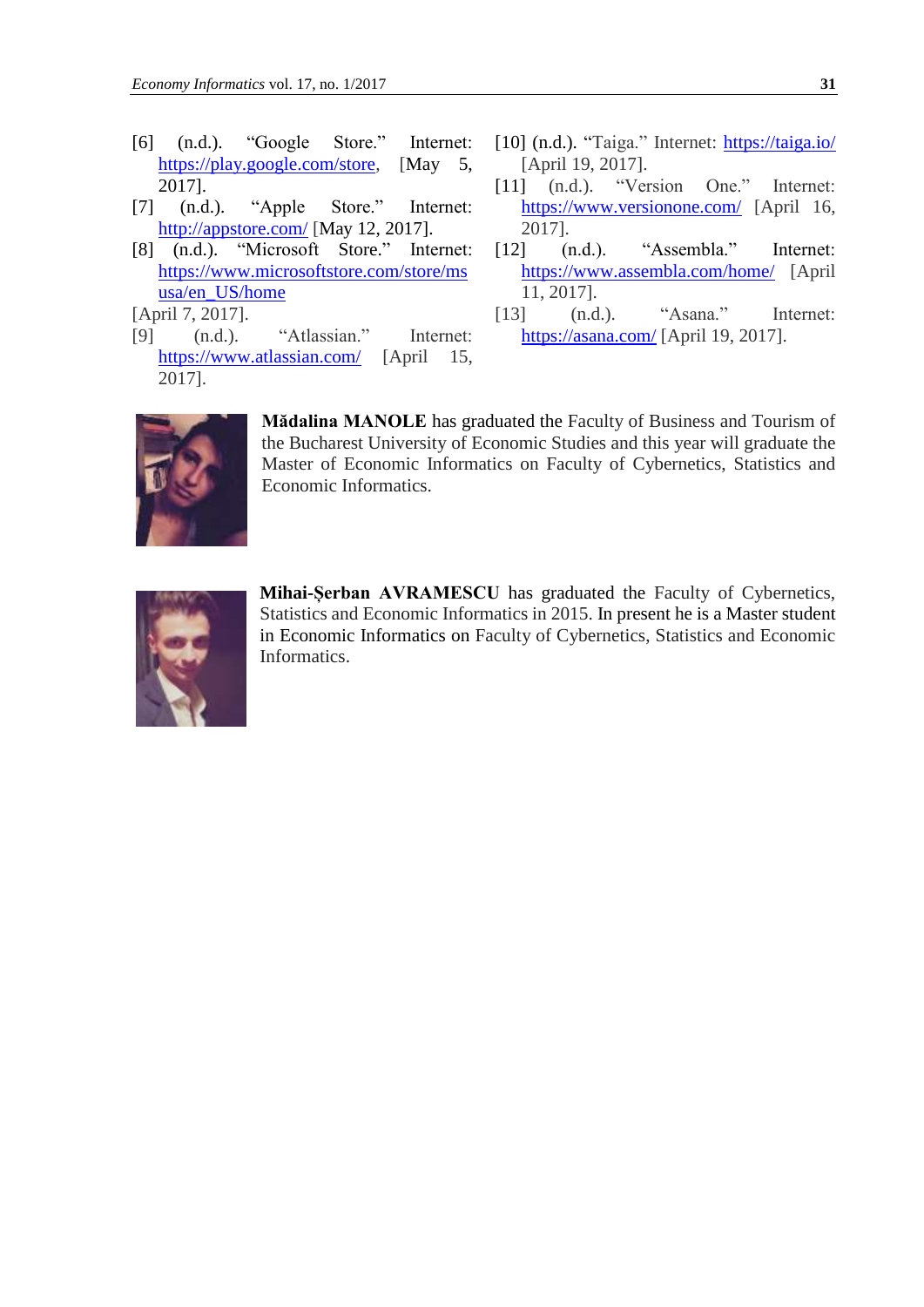[6] (n.d.). "Google Store." Internet: https://play.google.com/store, [May 5, 2017].

[7] (n.d.). "Apple Store." Internet: http://appstore.com/ [May 12, 2017].

[8] (n.d.). "Microsoft Store." Internet: https://www.microsoftstore.com/store/msusa/en_US/home [April 7, 2017].

[9] (n.d.). "Atlassian." Internet: https://www.atlassian.com/ [April 15, 2017].

[10] (n.d.). "Taiga." Internet: https://taiga.io/ [April 19, 2017].

[11] (n.d.). "Version One." Internet: https://www.versionone.com/ [April 16, 2017].

[12] (n.d.). "Assembla." Internet: https://www.assembla.com/home/ [April 11, 2017].

[13] (n.d.). "Asana." Internet: https://asana.com/ [April 19, 2017].

**Mădalina MANOLE** has graduated the Faculty of Business and Tourism of the Bucharest University of Economic Studies and this year will graduate the Master of Economic Informatics on Faculty of Cybernetics, Statistics and Economic Informatics.

**Mihai-Șerban AVRAMESCU** has graduated the Faculty of Cybernetics, Statistics and Economic Informatics in 2015. In present he is a Master student in Economic Informatics on Faculty of Cybernetics, Statistics and Economic Informatics.